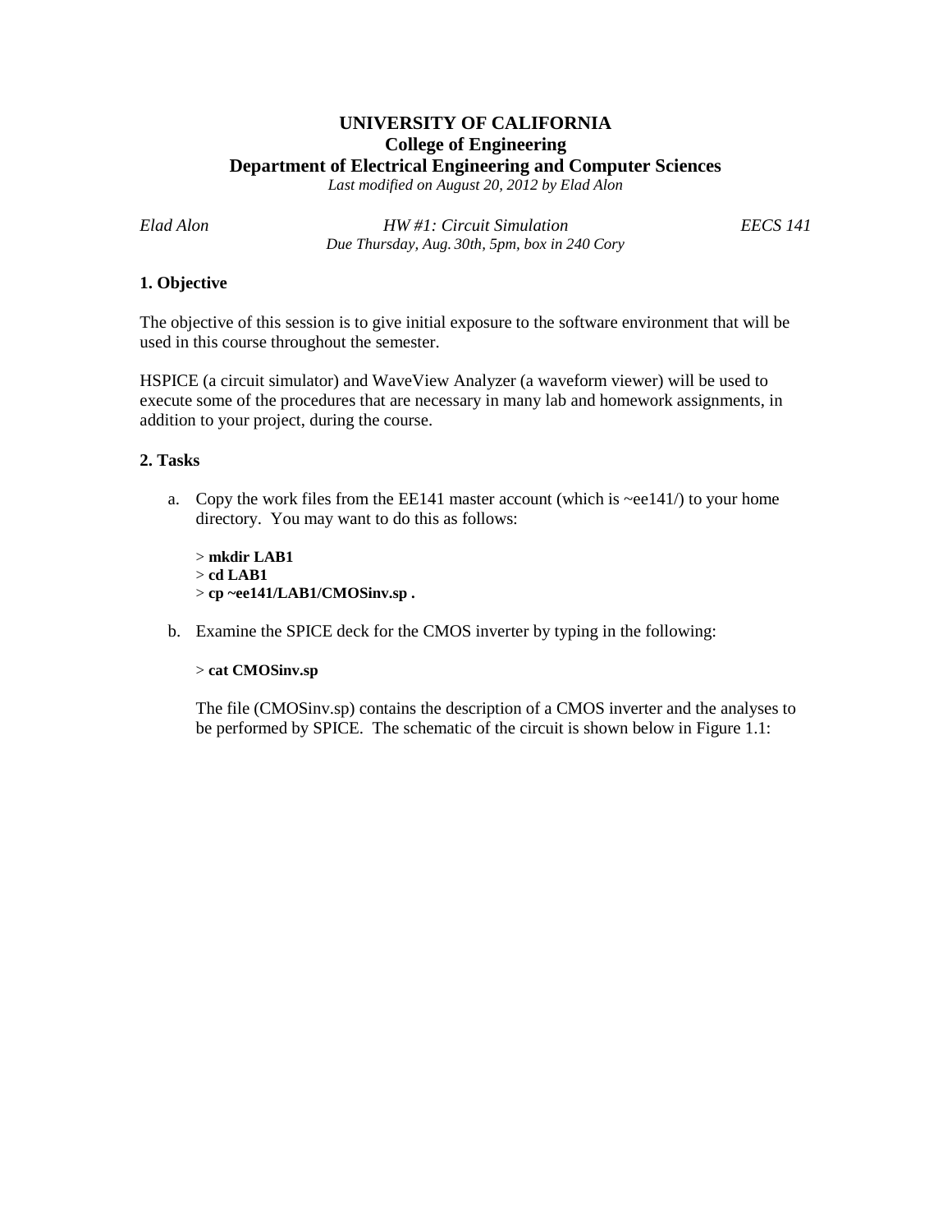# UNIVERSITY OF CALIFORNIA
## College of Engineering
## Department of Electrical Engineering and Computer Sciences

*Last modified on August 20, 2012 by Elad Alon*

*Elad Alon* — *HW #1: Circuit Simulation* — *EECS 141*

*Due Thursday, Aug. 30th, 5pm, box in 240 Cory*

### 1. Objective

The objective of this session is to give initial exposure to the software environment that will be used in this course throughout the semester.

HSPICE (a circuit simulator) and WaveView Analyzer (a waveform viewer) will be used to execute some of the procedures that are necessary in many lab and homework assignments, in addition to your project, during the course.

### 2. Tasks

a. Copy the work files from the EE141 master account (which is ~ee141/) to your home directory. You may want to do this as follows:

```
> mkdir LAB1
> cd LAB1
> cp ~ee141/LAB1/CMOSinv.sp .
```

b. Examine the SPICE deck for the CMOS inverter by typing in the following:

```
> cat CMOSinv.sp
```

The file (CMOSinv.sp) contains the description of a CMOS inverter and the analyses to be performed by SPICE. The schematic of the circuit is shown below in Figure 1.1: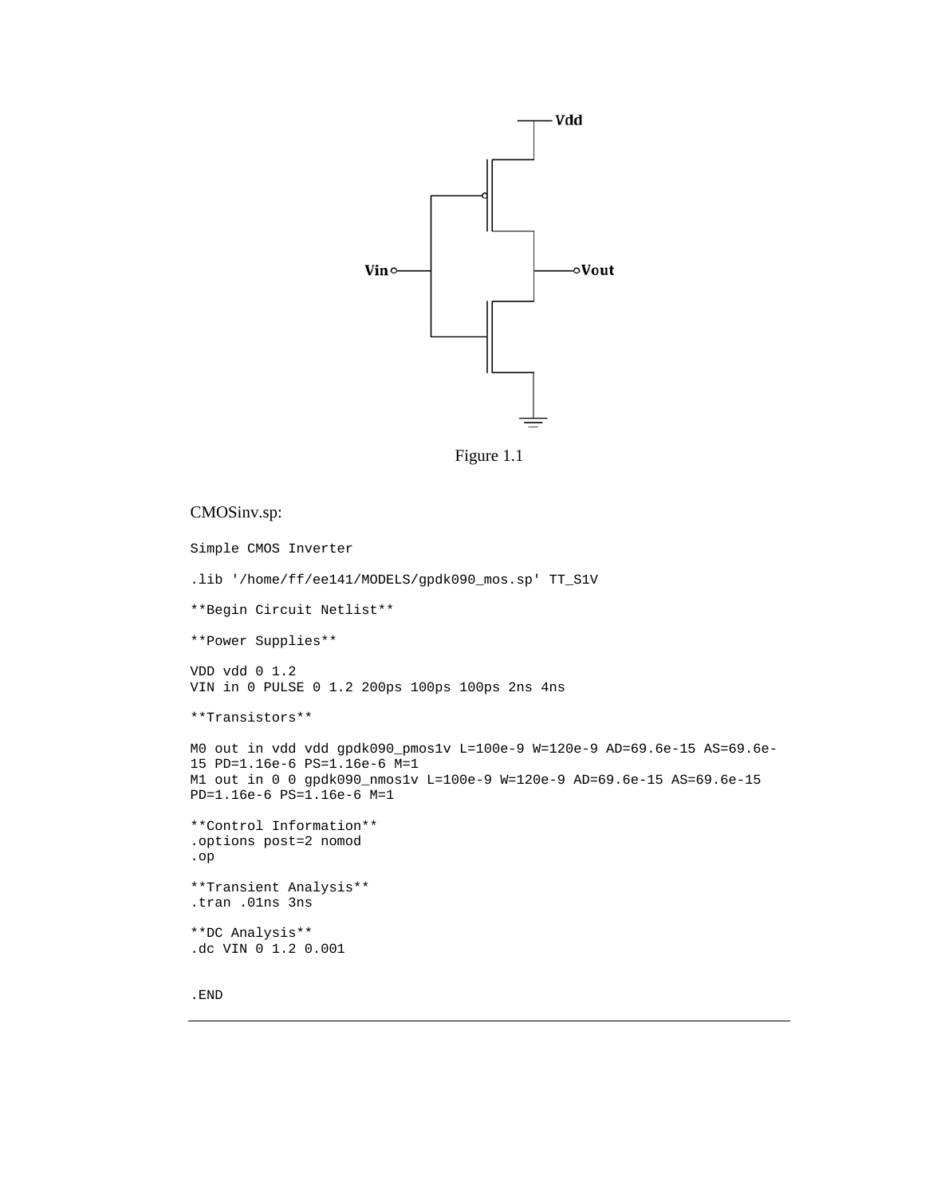Figure 1.1

CMOSinv.sp:

```
Simple CMOS Inverter

.lib '/home/ff/ee141/MODELS/gpdk090_mos.sp' TT_S1V

**Begin Circuit Netlist**

**Power Supplies**

VDD vdd 0 1.2
VIN in 0 PULSE 0 1.2 200ps 100ps 100ps 2ns 4ns

**Transistors**

M0 out in vdd vdd gpdk090_pmos1v L=100e-9 W=120e-9 AD=69.6e-15 AS=69.6e-
15 PD=1.16e-6 PS=1.16e-6 M=1
M1 out in 0 0 gpdk090_nmos1v L=100e-9 W=120e-9 AD=69.6e-15 AS=69.6e-15
PD=1.16e-6 PS=1.16e-6 M=1

**Control Information**
.options post=2 nomod
.op

**Transient Analysis**
.tran .01ns 3ns

**DC Analysis**
.dc VIN 0 1.2 0.001


.END
```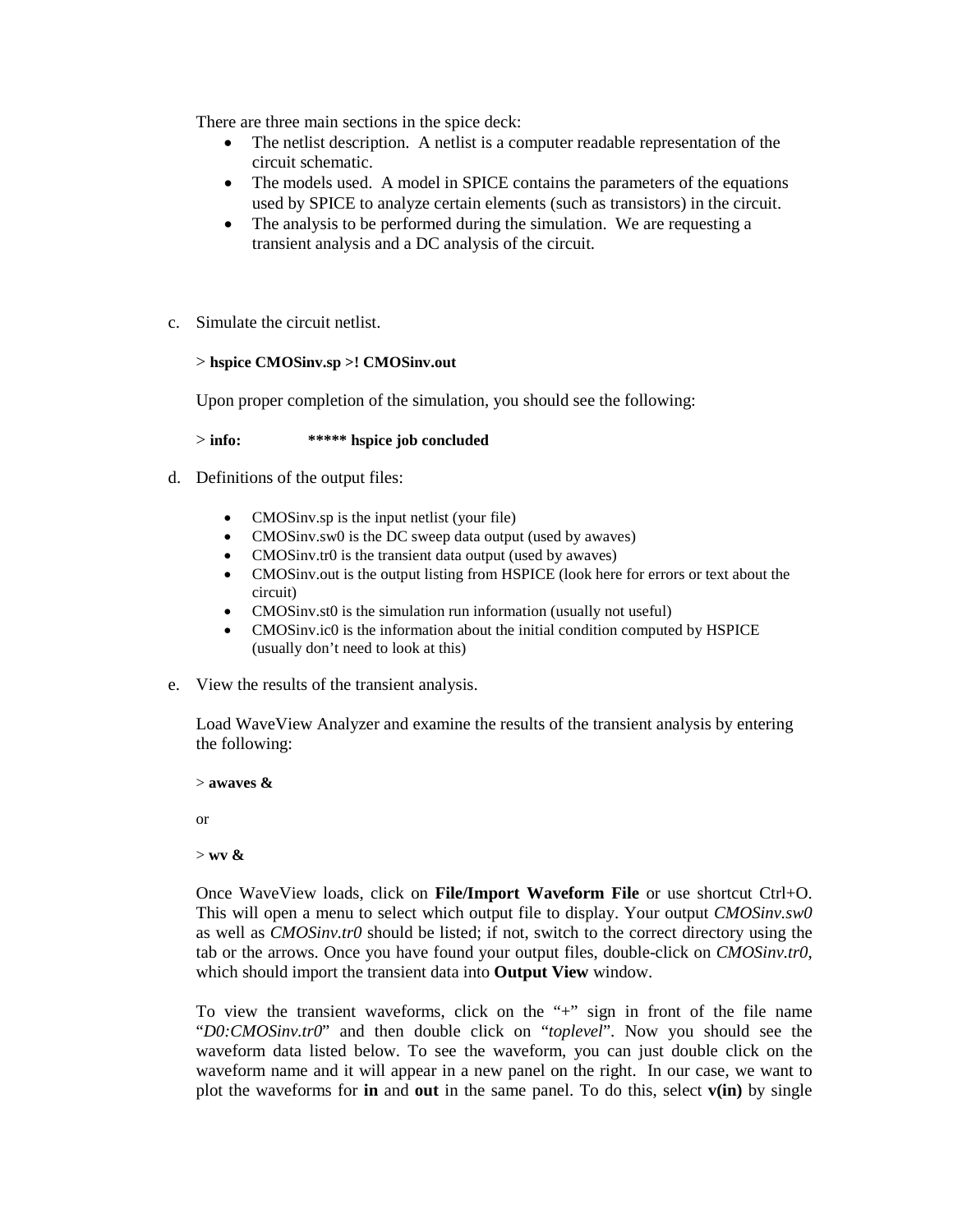There are three main sections in the spice deck:

- The netlist description. A netlist is a computer readable representation of the circuit schematic.
- The models used. A model in SPICE contains the parameters of the equations used by SPICE to analyze certain elements (such as transistors) in the circuit.
- The analysis to be performed during the simulation. We are requesting a transient analysis and a DC analysis of the circuit.

c. Simulate the circuit netlist.

   > **hspice CMOSinv.sp >! CMOSinv.out**

   Upon proper completion of the simulation, you should see the following:

   > **info:  ***** hspice job concluded**

d. Definitions of the output files:

   - CMOSinv.sp is the input netlist (your file)
   - CMOSinv.sw0 is the DC sweep data output (used by awaves)
   - CMOSinv.tr0 is the transient data output (used by awaves)
   - CMOSinv.out is the output listing from HSPICE (look here for errors or text about the circuit)
   - CMOSinv.st0 is the simulation run information (usually not useful)
   - CMOSinv.ic0 is the information about the initial condition computed by HSPICE (usually don't need to look at this)

e. View the results of the transient analysis.

   Load WaveView Analyzer and examine the results of the transient analysis by entering the following:

   > **awaves &**

   or

   > **wv &**

   Once WaveView loads, click on **File/Import Waveform File** or use shortcut Ctrl+O. This will open a menu to select which output file to display. Your output *CMOSinv.sw0* as well as *CMOSinv.tr0* should be listed; if not, switch to the correct directory using the tab or the arrows. Once you have found your output files, double-click on *CMOSinv.tr0*, which should import the transient data into **Output View** window.

   To view the transient waveforms, click on the "+" sign in front of the file name "*D0:CMOSinv.tr0*" and then double click on "*toplevel*". Now you should see the waveform data listed below. To see the waveform, you can just double click on the waveform name and it will appear in a new panel on the right. In our case, we want to plot the waveforms for **in** and **out** in the same panel. To do this, select **v(in)** by single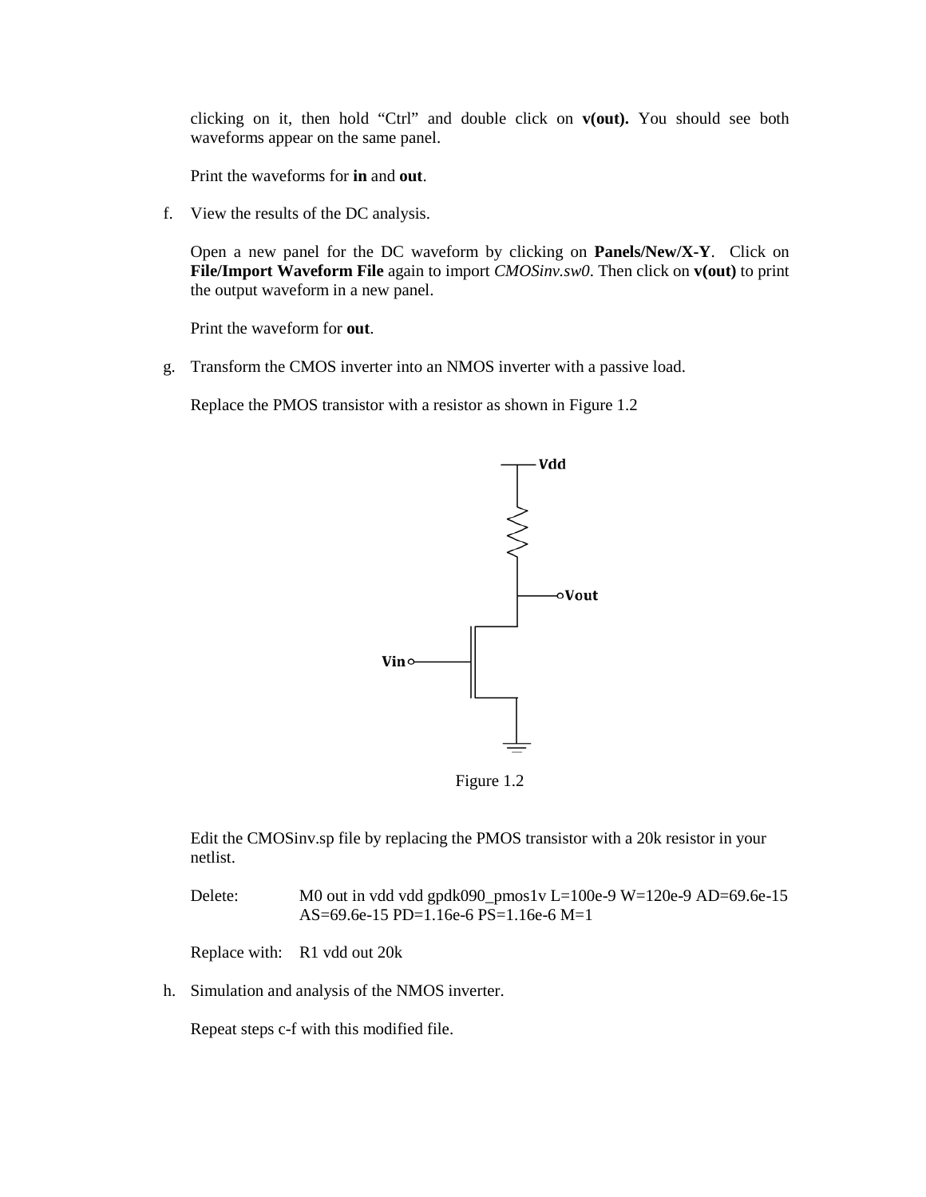clicking on it, then hold "Ctrl" and double click on **v(out).** You should see both waveforms appear on the same panel.

Print the waveforms for **in** and **out**.

f. View the results of the DC analysis.

   Open a new panel for the DC waveform by clicking on **Panels/New/X-Y**. Click on **File/Import Waveform File** again to import *CMOSinv.sw0*. Then click on **v(out)** to print the output waveform in a new panel.

   Print the waveform for **out**.

g. Transform the CMOS inverter into an NMOS inverter with a passive load.

   Replace the PMOS transistor with a resistor as shown in Figure 1.2

Figure 1.2

   Edit the CMOSinv.sp file by replacing the PMOS transistor with a 20k resistor in your netlist.

   Delete: M0 out in vdd vdd gpdk090_pmos1v L=100e-9 W=120e-9 AD=69.6e-15 AS=69.6e-15 PD=1.16e-6 PS=1.16e-6 M=1

   Replace with: R1 vdd out 20k

h. Simulation and analysis of the NMOS inverter.

   Repeat steps c-f with this modified file.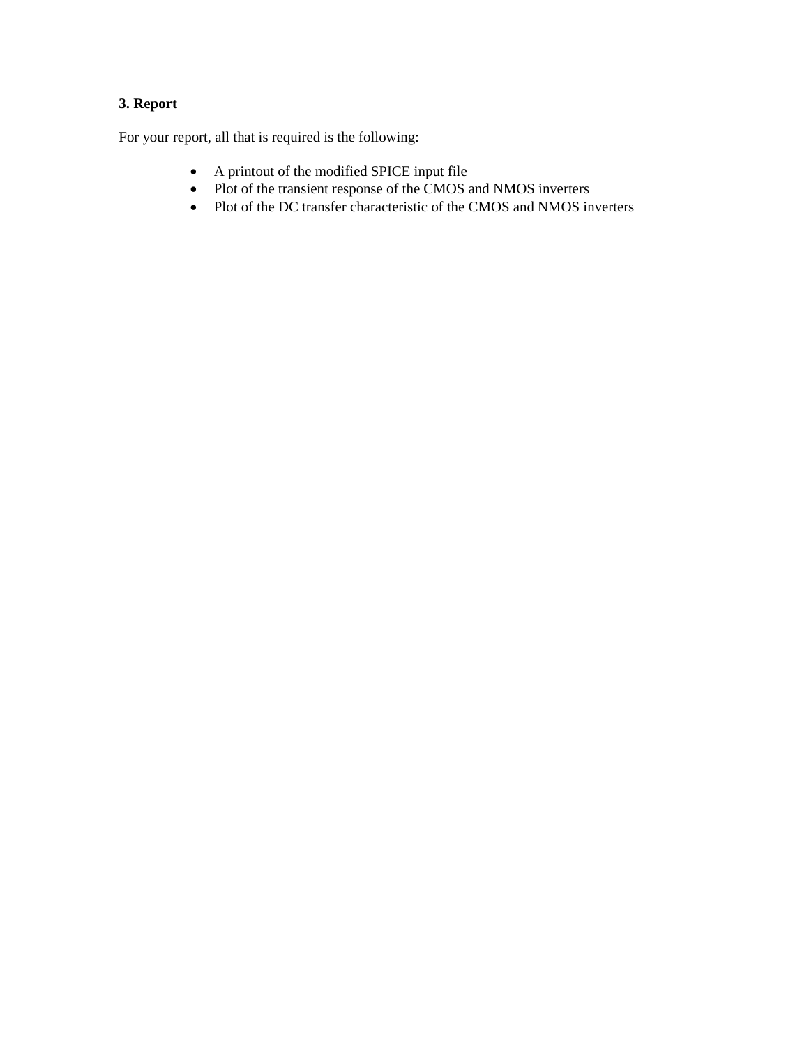### 3. Report

For your report, all that is required is the following:

- A printout of the modified SPICE input file
- Plot of the transient response of the CMOS and NMOS inverters
- Plot of the DC transfer characteristic of the CMOS and NMOS inverters